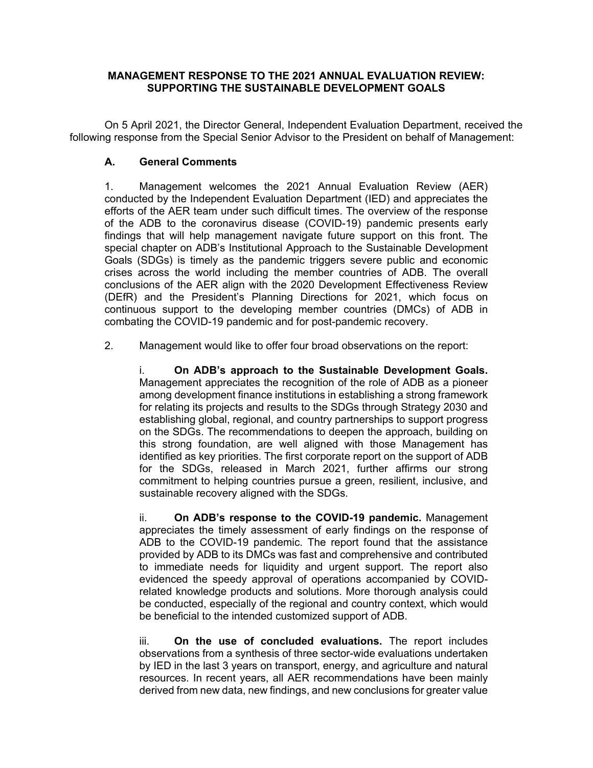# MANAGEMENT RESPONSE TO THE 2021 ANNUAL EVALUATION REVIEW: SUPPORTING THE SUSTAINABLE DEVELOPMENT GOALS

On 5 April 2021, the Director General, Independent Evaluation Department, received the following response from the Special Senior Advisor to the President on behalf of Management:

## A. General Comments

1. Management welcomes the 2021 Annual Evaluation Review (AER) conducted by the Independent Evaluation Department (IED) and appreciates the efforts of the AER team under such difficult times. The overview of the response of the ADB to the coronavirus disease (COVID-19) pandemic presents early findings that will help management navigate future support on this front. The special chapter on ADB's Institutional Approach to the Sustainable Development Goals (SDGs) is timely as the pandemic triggers severe public and economic crises across the world including the member countries of ADB. The overall conclusions of the AER align with the 2020 Development Effectiveness Review (DEfR) and the President's Planning Directions for 2021, which focus on continuous support to the developing member countries (DMCs) of ADB in combating the COVID-19 pandemic and for post-pandemic recovery.

2. Management would like to offer four broad observations on the report:

   i. **On ADB's approach to the Sustainable Development Goals.** Management appreciates the recognition of the role of ADB as a pioneer among development finance institutions in establishing a strong framework for relating its projects and results to the SDGs through Strategy 2030 and establishing global, regional, and country partnerships to support progress on the SDGs. The recommendations to deepen the approach, building on this strong foundation, are well aligned with those Management has identified as key priorities. The first corporate report on the support of ADB for the SDGs, released in March 2021, further affirms our strong commitment to helping countries pursue a green, resilient, inclusive, and sustainable recovery aligned with the SDGs.

   ii. **On ADB's response to the COVID-19 pandemic.** Management appreciates the timely assessment of early findings on the response of ADB to the COVID-19 pandemic. The report found that the assistance provided by ADB to its DMCs was fast and comprehensive and contributed to immediate needs for liquidity and urgent support. The report also evidenced the speedy approval of operations accompanied by COVID-related knowledge products and solutions. More thorough analysis could be conducted, especially of the regional and country context, which would be beneficial to the intended customized support of ADB.

   iii. **On the use of concluded evaluations.** The report includes observations from a synthesis of three sector-wide evaluations undertaken by IED in the last 3 years on transport, energy, and agriculture and natural resources. In recent years, all AER recommendations have been mainly derived from new data, new findings, and new conclusions for greater value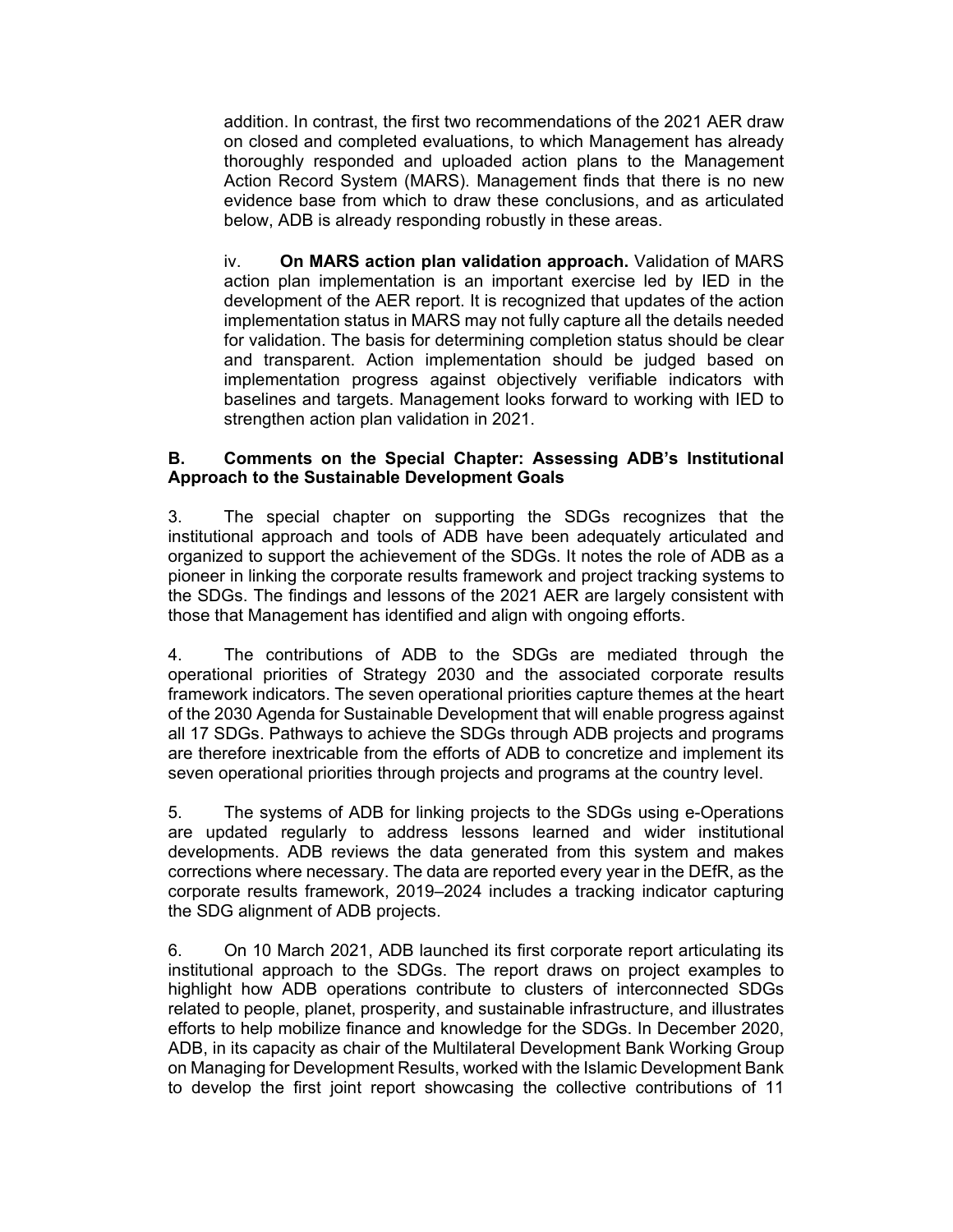addition. In contrast, the first two recommendations of the 2021 AER draw on closed and completed evaluations, to which Management has already thoroughly responded and uploaded action plans to the Management Action Record System (MARS). Management finds that there is no new evidence base from which to draw these conclusions, and as articulated below, ADB is already responding robustly in these areas.

iv. **On MARS action plan validation approach.** Validation of MARS action plan implementation is an important exercise led by IED in the development of the AER report. It is recognized that updates of the action implementation status in MARS may not fully capture all the details needed for validation. The basis for determining completion status should be clear and transparent. Action implementation should be judged based on implementation progress against objectively verifiable indicators with baselines and targets. Management looks forward to working with IED to strengthen action plan validation in 2021.

## B. Comments on the Special Chapter: Assessing ADB's Institutional Approach to the Sustainable Development Goals

3. The special chapter on supporting the SDGs recognizes that the institutional approach and tools of ADB have been adequately articulated and organized to support the achievement of the SDGs. It notes the role of ADB as a pioneer in linking the corporate results framework and project tracking systems to the SDGs. The findings and lessons of the 2021 AER are largely consistent with those that Management has identified and align with ongoing efforts.

4. The contributions of ADB to the SDGs are mediated through the operational priorities of Strategy 2030 and the associated corporate results framework indicators. The seven operational priorities capture themes at the heart of the 2030 Agenda for Sustainable Development that will enable progress against all 17 SDGs. Pathways to achieve the SDGs through ADB projects and programs are therefore inextricable from the efforts of ADB to concretize and implement its seven operational priorities through projects and programs at the country level.

5. The systems of ADB for linking projects to the SDGs using e-Operations are updated regularly to address lessons learned and wider institutional developments. ADB reviews the data generated from this system and makes corrections where necessary. The data are reported every year in the DEfR, as the corporate results framework, 2019–2024 includes a tracking indicator capturing the SDG alignment of ADB projects.

6. On 10 March 2021, ADB launched its first corporate report articulating its institutional approach to the SDGs. The report draws on project examples to highlight how ADB operations contribute to clusters of interconnected SDGs related to people, planet, prosperity, and sustainable infrastructure, and illustrates efforts to help mobilize finance and knowledge for the SDGs. In December 2020, ADB, in its capacity as chair of the Multilateral Development Bank Working Group on Managing for Development Results, worked with the Islamic Development Bank to develop the first joint report showcasing the collective contributions of 11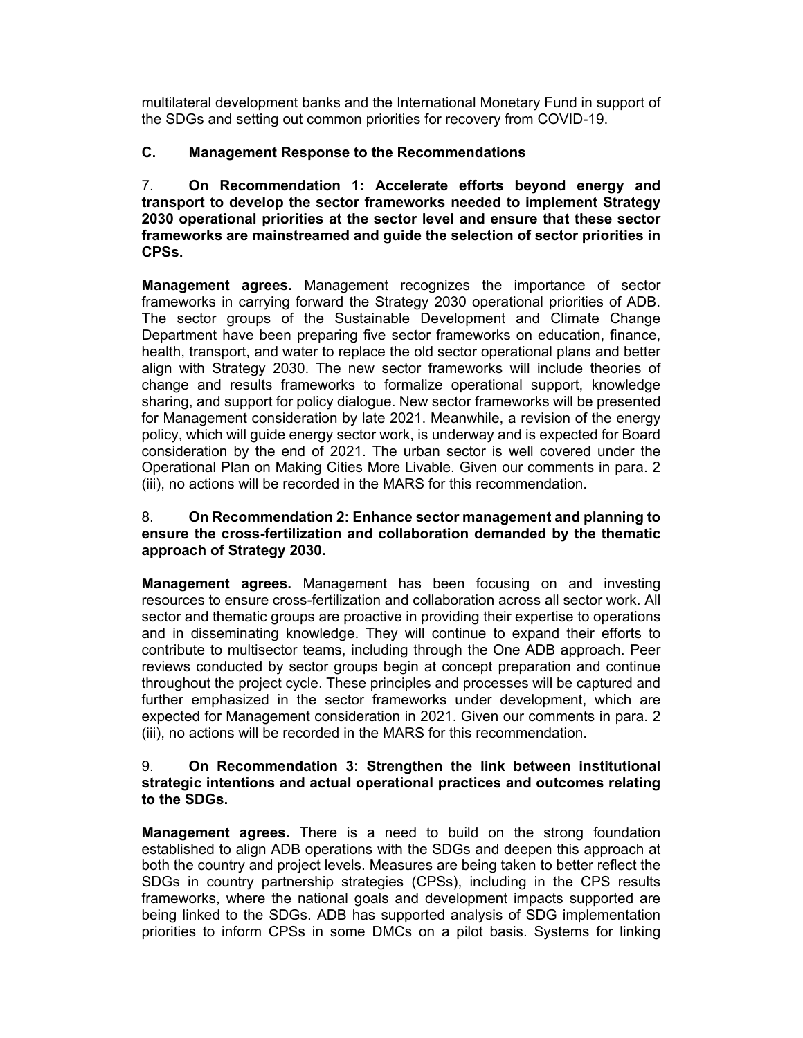multilateral development banks and the International Monetary Fund in support of the SDGs and setting out common priorities for recovery from COVID-19.

## C. Management Response to the Recommendations

7. **On Recommendation 1: Accelerate efforts beyond energy and transport to develop the sector frameworks needed to implement Strategy 2030 operational priorities at the sector level and ensure that these sector frameworks are mainstreamed and guide the selection of sector priorities in CPSs.**

**Management agrees.** Management recognizes the importance of sector frameworks in carrying forward the Strategy 2030 operational priorities of ADB. The sector groups of the Sustainable Development and Climate Change Department have been preparing five sector frameworks on education, finance, health, transport, and water to replace the old sector operational plans and better align with Strategy 2030. The new sector frameworks will include theories of change and results frameworks to formalize operational support, knowledge sharing, and support for policy dialogue. New sector frameworks will be presented for Management consideration by late 2021. Meanwhile, a revision of the energy policy, which will guide energy sector work, is underway and is expected for Board consideration by the end of 2021. The urban sector is well covered under the Operational Plan on Making Cities More Livable. Given our comments in para. 2 (iii), no actions will be recorded in the MARS for this recommendation.

8. **On Recommendation 2: Enhance sector management and planning to ensure the cross-fertilization and collaboration demanded by the thematic approach of Strategy 2030.**

**Management agrees.** Management has been focusing on and investing resources to ensure cross-fertilization and collaboration across all sector work. All sector and thematic groups are proactive in providing their expertise to operations and in disseminating knowledge. They will continue to expand their efforts to contribute to multisector teams, including through the One ADB approach. Peer reviews conducted by sector groups begin at concept preparation and continue throughout the project cycle. These principles and processes will be captured and further emphasized in the sector frameworks under development, which are expected for Management consideration in 2021. Given our comments in para. 2 (iii), no actions will be recorded in the MARS for this recommendation.

9. **On Recommendation 3: Strengthen the link between institutional strategic intentions and actual operational practices and outcomes relating to the SDGs.**

**Management agrees.** There is a need to build on the strong foundation established to align ADB operations with the SDGs and deepen this approach at both the country and project levels. Measures are being taken to better reflect the SDGs in country partnership strategies (CPSs), including in the CPS results frameworks, where the national goals and development impacts supported are being linked to the SDGs. ADB has supported analysis of SDG implementation priorities to inform CPSs in some DMCs on a pilot basis. Systems for linking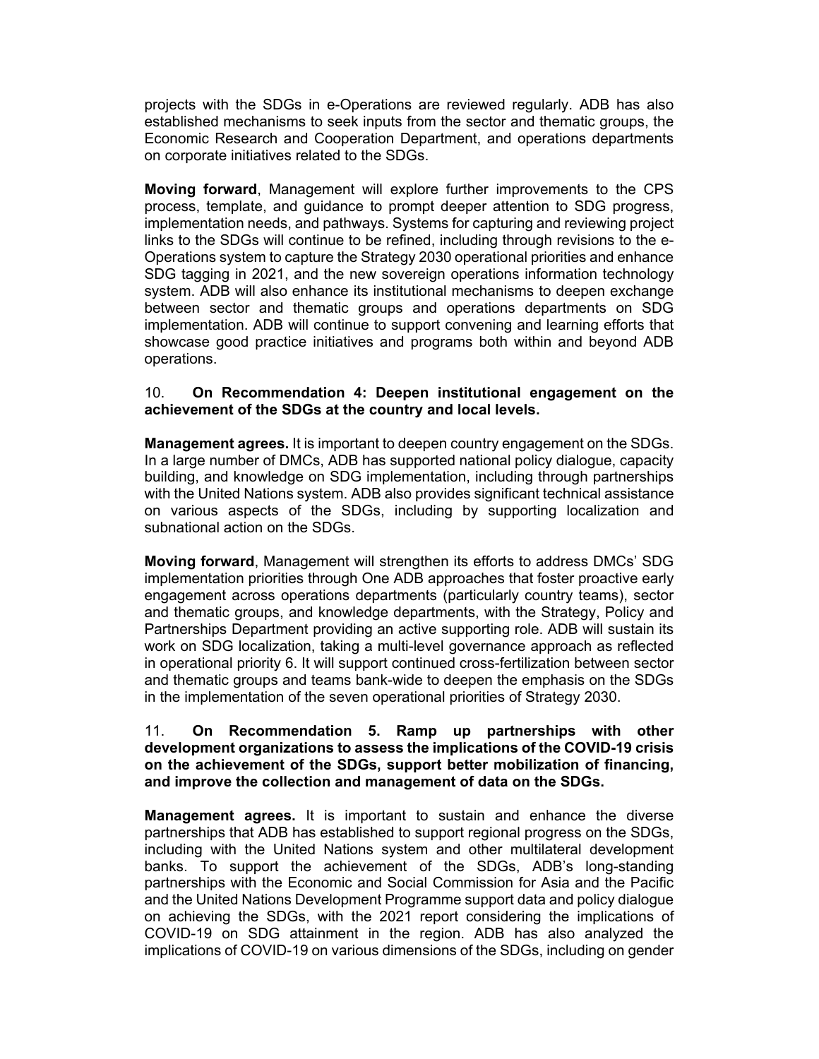projects with the SDGs in e-Operations are reviewed regularly. ADB has also established mechanisms to seek inputs from the sector and thematic groups, the Economic Research and Cooperation Department, and operations departments on corporate initiatives related to the SDGs.

**Moving forward**, Management will explore further improvements to the CPS process, template, and guidance to prompt deeper attention to SDG progress, implementation needs, and pathways. Systems for capturing and reviewing project links to the SDGs will continue to be refined, including through revisions to the e-Operations system to capture the Strategy 2030 operational priorities and enhance SDG tagging in 2021, and the new sovereign operations information technology system. ADB will also enhance its institutional mechanisms to deepen exchange between sector and thematic groups and operations departments on SDG implementation. ADB will continue to support convening and learning efforts that showcase good practice initiatives and programs both within and beyond ADB operations.

10. **On Recommendation 4: Deepen institutional engagement on the achievement of the SDGs at the country and local levels.**

**Management agrees.** It is important to deepen country engagement on the SDGs. In a large number of DMCs, ADB has supported national policy dialogue, capacity building, and knowledge on SDG implementation, including through partnerships with the United Nations system. ADB also provides significant technical assistance on various aspects of the SDGs, including by supporting localization and subnational action on the SDGs.

**Moving forward**, Management will strengthen its efforts to address DMCs' SDG implementation priorities through One ADB approaches that foster proactive early engagement across operations departments (particularly country teams), sector and thematic groups, and knowledge departments, with the Strategy, Policy and Partnerships Department providing an active supporting role. ADB will sustain its work on SDG localization, taking a multi-level governance approach as reflected in operational priority 6. It will support continued cross-fertilization between sector and thematic groups and teams bank-wide to deepen the emphasis on the SDGs in the implementation of the seven operational priorities of Strategy 2030.

11. **On Recommendation 5. Ramp up partnerships with other development organizations to assess the implications of the COVID-19 crisis on the achievement of the SDGs, support better mobilization of financing, and improve the collection and management of data on the SDGs.**

**Management agrees.** It is important to sustain and enhance the diverse partnerships that ADB has established to support regional progress on the SDGs, including with the United Nations system and other multilateral development banks. To support the achievement of the SDGs, ADB's long-standing partnerships with the Economic and Social Commission for Asia and the Pacific and the United Nations Development Programme support data and policy dialogue on achieving the SDGs, with the 2021 report considering the implications of COVID-19 on SDG attainment in the region. ADB has also analyzed the implications of COVID-19 on various dimensions of the SDGs, including on gender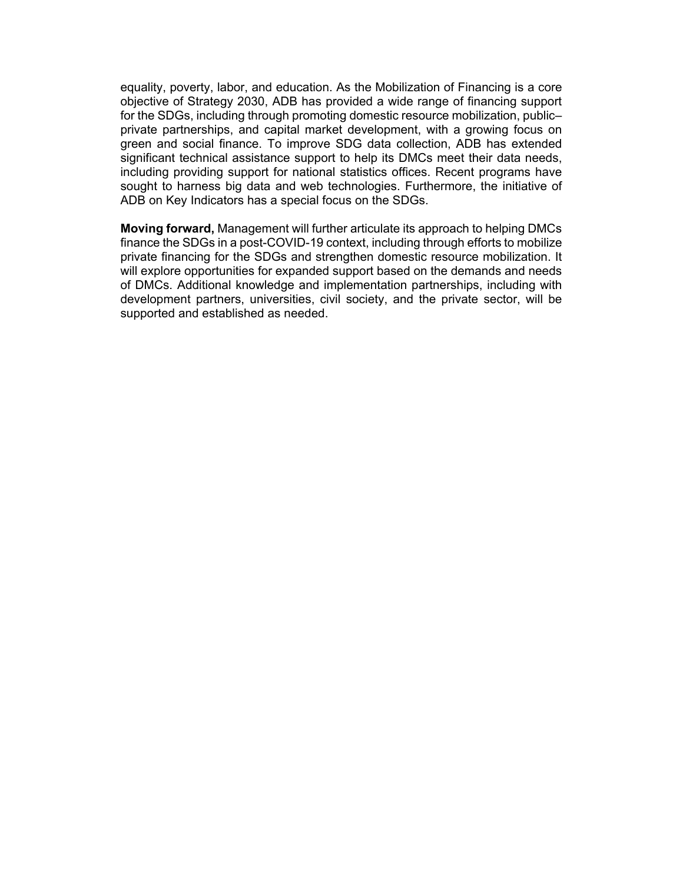equality, poverty, labor, and education. As the Mobilization of Financing is a core objective of Strategy 2030, ADB has provided a wide range of financing support for the SDGs, including through promoting domestic resource mobilization, public–private partnerships, and capital market development, with a growing focus on green and social finance. To improve SDG data collection, ADB has extended significant technical assistance support to help its DMCs meet their data needs, including providing support for national statistics offices. Recent programs have sought to harness big data and web technologies. Furthermore, the initiative of ADB on Key Indicators has a special focus on the SDGs.

**Moving forward,** Management will further articulate its approach to helping DMCs finance the SDGs in a post-COVID-19 context, including through efforts to mobilize private financing for the SDGs and strengthen domestic resource mobilization. It will explore opportunities for expanded support based on the demands and needs of DMCs. Additional knowledge and implementation partnerships, including with development partners, universities, civil society, and the private sector, will be supported and established as needed.